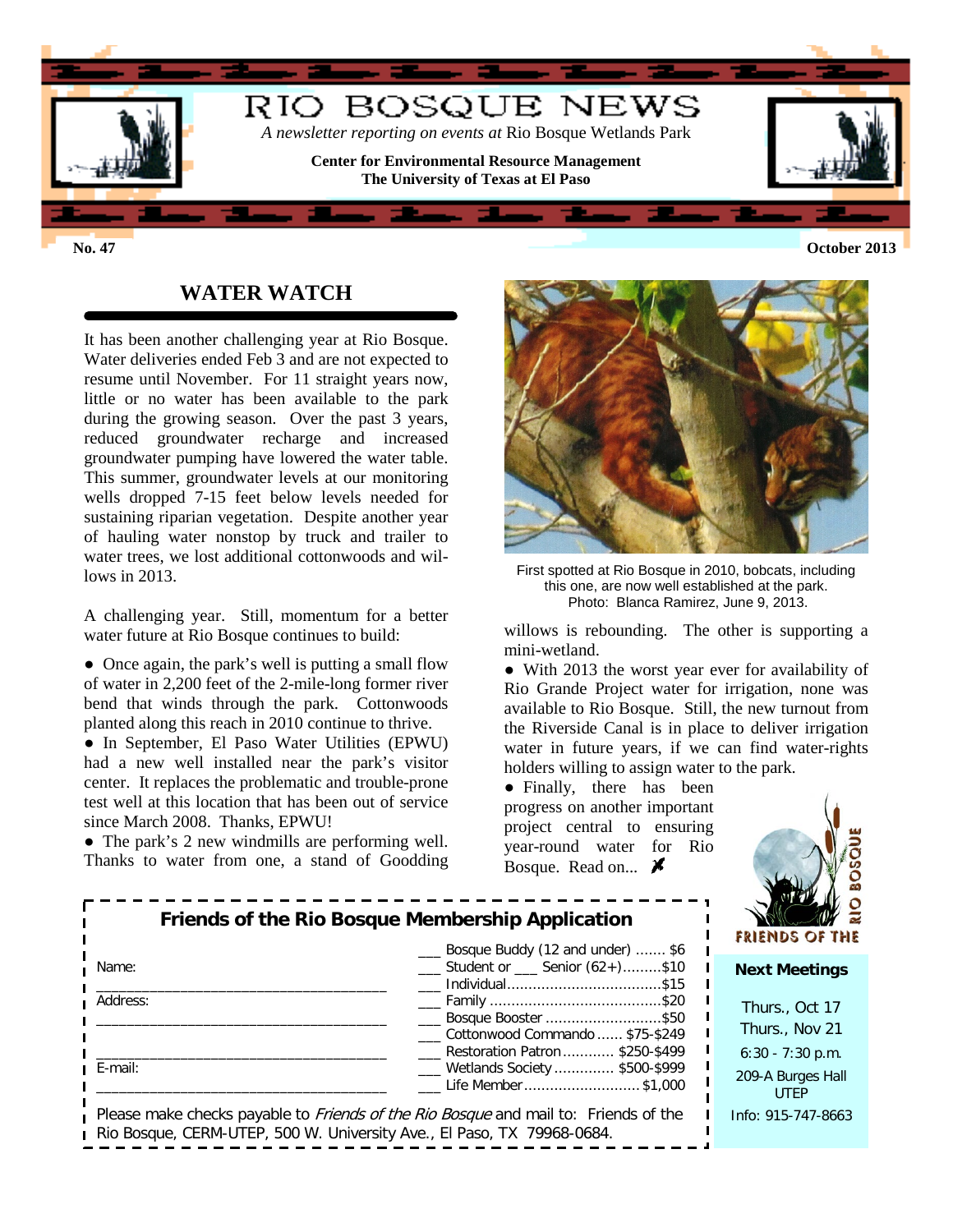# RIO BOSQUE NEWS

*A newsletter reporting on events at* Rio Bosque Wetlands Park

**Center for Environmental Resource Management**
**The University of Texas at El Paso**

**No. 47** **October 2013**

## WATER WATCH

It has been another challenging year at Rio Bosque. Water deliveries ended Feb 3 and are not expected to resume until November. For 11 straight years now, little or no water has been available to the park during the growing season. Over the past 3 years, reduced groundwater recharge and increased groundwater pumping have lowered the water table. This summer, groundwater levels at our monitoring wells dropped 7-15 feet below levels needed for sustaining riparian vegetation. Despite another year of hauling water nonstop by truck and trailer to water trees, we lost additional cottonwoods and willows in 2013.

A challenging year. Still, momentum for a better water future at Rio Bosque continues to build:

- Once again, the park's well is putting a small flow of water in 2,200 feet of the 2-mile-long former river bend that winds through the park. Cottonwoods planted along this reach in 2010 continue to thrive.
- In September, El Paso Water Utilities (EPWU) had a new well installed near the park's visitor center. It replaces the problematic and trouble-prone test well at this location that has been out of service since March 2008. Thanks, EPWU!
- The park's 2 new windmills are performing well. Thanks to water from one, a stand of Goodding willows is rebounding. The other is supporting a mini-wetland.
- With 2013 the worst year ever for availability of Rio Grande Project water for irrigation, none was available to Rio Bosque. Still, the new turnout from the Riverside Canal is in place to deliver irrigation water in future years, if we can find water-rights holders willing to assign water to the park.
- Finally, there has been progress on another important project central to ensuring year-round water for Rio Bosque. Read on...

First spotted at Rio Bosque in 2010, bobcats, including this one, are now well established at the park. Photo: Blanca Ramirez, June 9, 2013.

### Friends of the Rio Bosque Membership Application

Name: ______________________________

Address: ______________________________

______________________________

E-mail: ______________________________

- ___ Bosque Buddy (12 and under) ....... $6
- ___ Student or ___ Senior (62+).........$10
- ___ Individual.....................................$15
- ___ Family ..........................................$20
- ___ Bosque Booster ............................$50
- ___ Cottonwood Commando ...... $75-$249
- ___ Restoration Patron ............ $250-$499
- ___ Wetlands Society .............. $500-$999
- ___ Life Member ........................... $1,000

Please make checks payable to *Friends of the Rio Bosque* and mail to: Friends of the Rio Bosque, CERM-UTEP, 500 W. University Ave., El Paso, TX 79968-0684.

FRIENDS OF THE RIO BOSQUE

**Next Meetings**

Thurs., Oct 17
Thurs., Nov 21
6:30 - 7:30 p.m.
209-A Burges Hall
UTEP
Info: 915-747-8663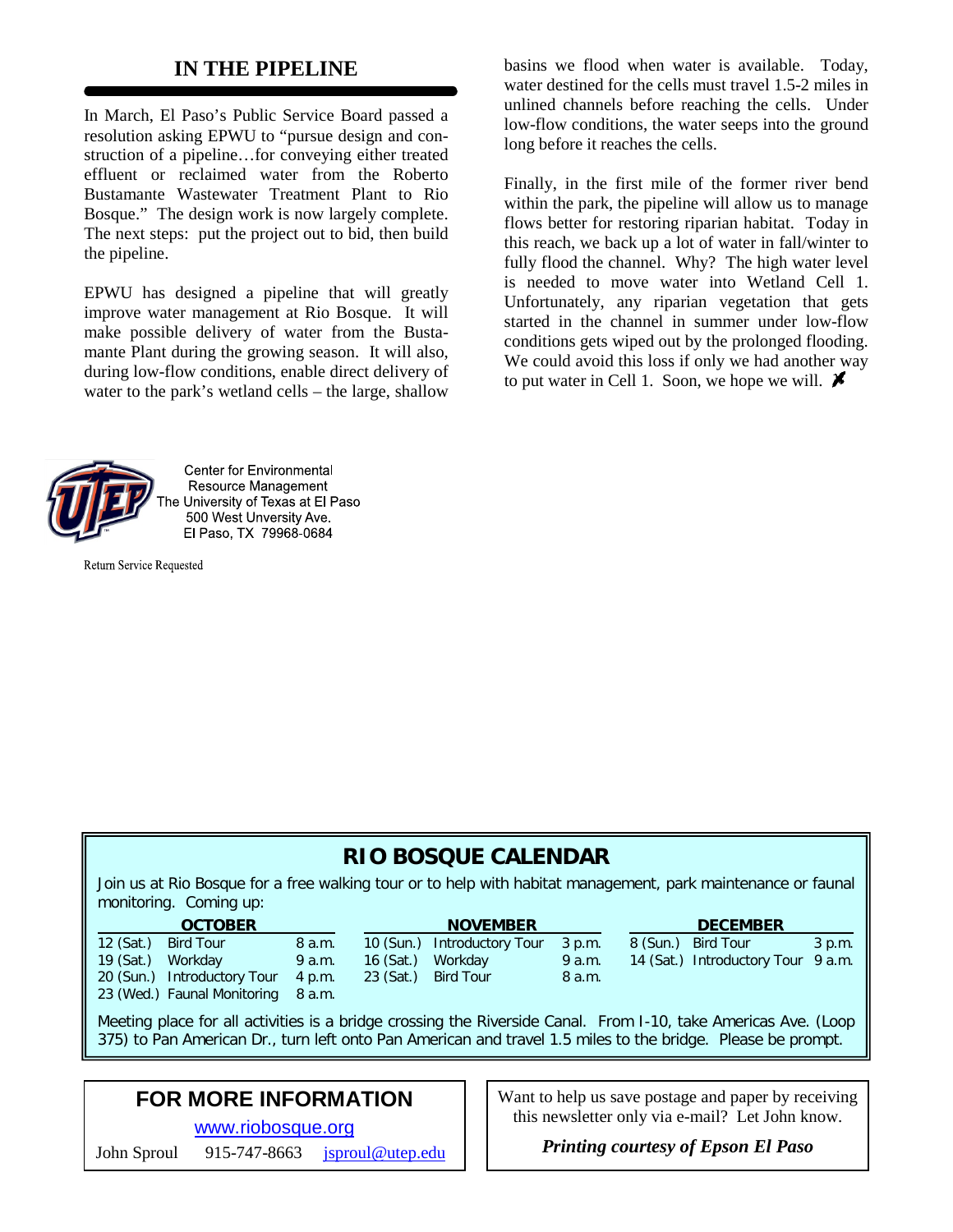## IN THE PIPELINE

In March, El Paso's Public Service Board passed a resolution asking EPWU to "pursue design and construction of a pipeline…for conveying either treated effluent or reclaimed water from the Roberto Bustamante Wastewater Treatment Plant to Rio Bosque." The design work is now largely complete. The next steps: put the project out to bid, then build the pipeline.

EPWU has designed a pipeline that will greatly improve water management at Rio Bosque. It will make possible delivery of water from the Bustamante Plant during the growing season. It will also, during low-flow conditions, enable direct delivery of water to the park's wetland cells – the large, shallow basins we flood when water is available. Today, water destined for the cells must travel 1.5-2 miles in unlined channels before reaching the cells. Under low-flow conditions, the water seeps into the ground long before it reaches the cells.

Finally, in the first mile of the former river bend within the park, the pipeline will allow us to manage flows better for restoring riparian habitat. Today in this reach, we back up a lot of water in fall/winter to fully flood the channel. Why? The high water level is needed to move water into Wetland Cell 1. Unfortunately, any riparian vegetation that gets started in the channel in summer under low-flow conditions gets wiped out by the prolonged flooding. We could avoid this loss if only we had another way to put water in Cell 1. Soon, we hope we will.

Center for Environmental Resource Management
The University of Texas at El Paso
500 West Unversity Ave.
El Paso, TX 79968-0684

Return Service Requested

## RIO BOSQUE CALENDAR

Join us at Rio Bosque for a free walking tour or to help with habitat management, park maintenance or faunal monitoring. Coming up:

| OCTOBER | | | NOVEMBER | | | DECEMBER | | |
|---|---|---|---|---|---|---|---|---|
| 12 (Sat.) | Bird Tour | 8 a.m. | 10 (Sun.) | Introductory Tour | 3 p.m. | 8 (Sun.) | Bird Tour | 3 p.m. |
| 19 (Sat.) | Workday | 9 a.m. | 16 (Sat.) | Workday | 9 a.m. | 14 (Sat.) | Introductory Tour | 9 a.m. |
| 20 (Sun.) | Introductory Tour | 4 p.m. | 23 (Sat.) | Bird Tour | 8 a.m. | | | |
| 23 (Wed.) | Faunal Monitoring | 8 a.m. | | | | | | |

Meeting place for all activities is a bridge crossing the Riverside Canal. From I-10, take Americas Ave. (Loop 375) to Pan American Dr., turn left onto Pan American and travel 1.5 miles to the bridge. Please be prompt.

## FOR MORE INFORMATION

www.riobosque.org

John Sproul 915-747-8663 jsproul@utep.edu

Want to help us save postage and paper by receiving this newsletter only via e-mail? Let John know.

***Printing courtesy of Epson El Paso***